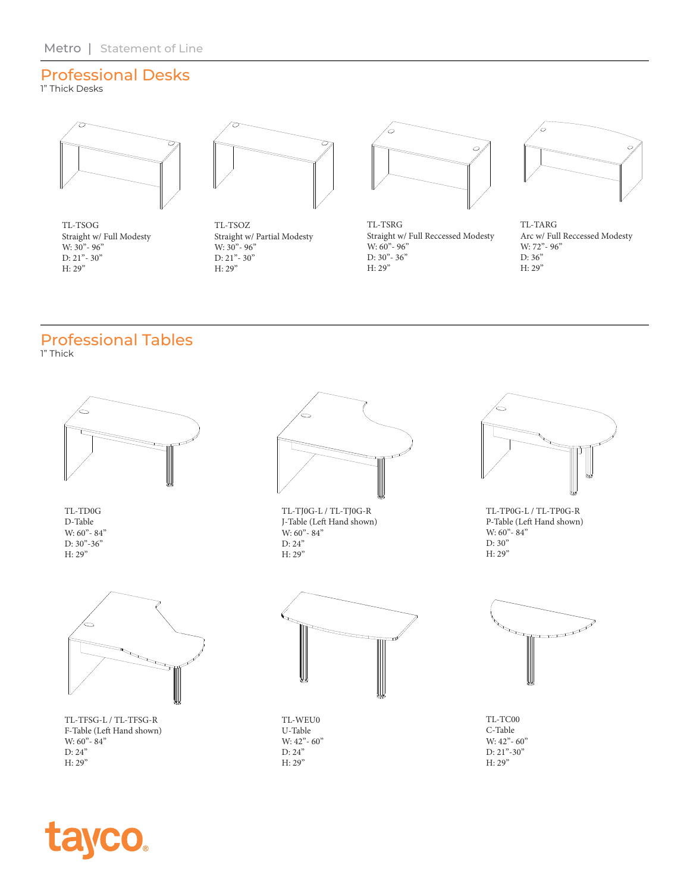Metro | Statement of Line

## Professional Desks

1" Thick Desks

TL-TSOG
Straight w/ Full Modesty
W: 30"- 96"
D: 21"- 30"
H: 29"

TL-TSOZ
Straight w/ Partial Modesty
W: 30"- 96"
D: 21"- 30"
H: 29"

TL-TSRG
Straight w/ Full Reccessed Modesty
W: 60"- 96"
D: 30"- 36"
H: 29"

TL-TARG
Arc w/ Full Reccessed Modesty
W: 72"- 96"
D: 36"
H: 29"

## Professional Tables

1" Thick

TL-TD0G
D-Table
W: 60"- 84"
D: 30"-36"
H: 29"

TL-TJ0G-L / TL-TJ0G-R
J-Table (Left Hand shown)
W: 60"- 84"
D: 24"
H: 29"

TL-TP0G-L / TL-TP0G-R
P-Table (Left Hand shown)
W: 60"- 84"
D: 30"
H: 29"

TL-TFSG-L / TL-TFSG-R
F-Table (Left Hand shown)
W: 60"- 84"
D: 24"
H: 29"

TL-WEU0
U-Table
W: 42"- 60"
D: 24"
H: 29"

TL-TC00
C-Table
W: 42"- 60"
D: 21"-30"
H: 29"

tayco.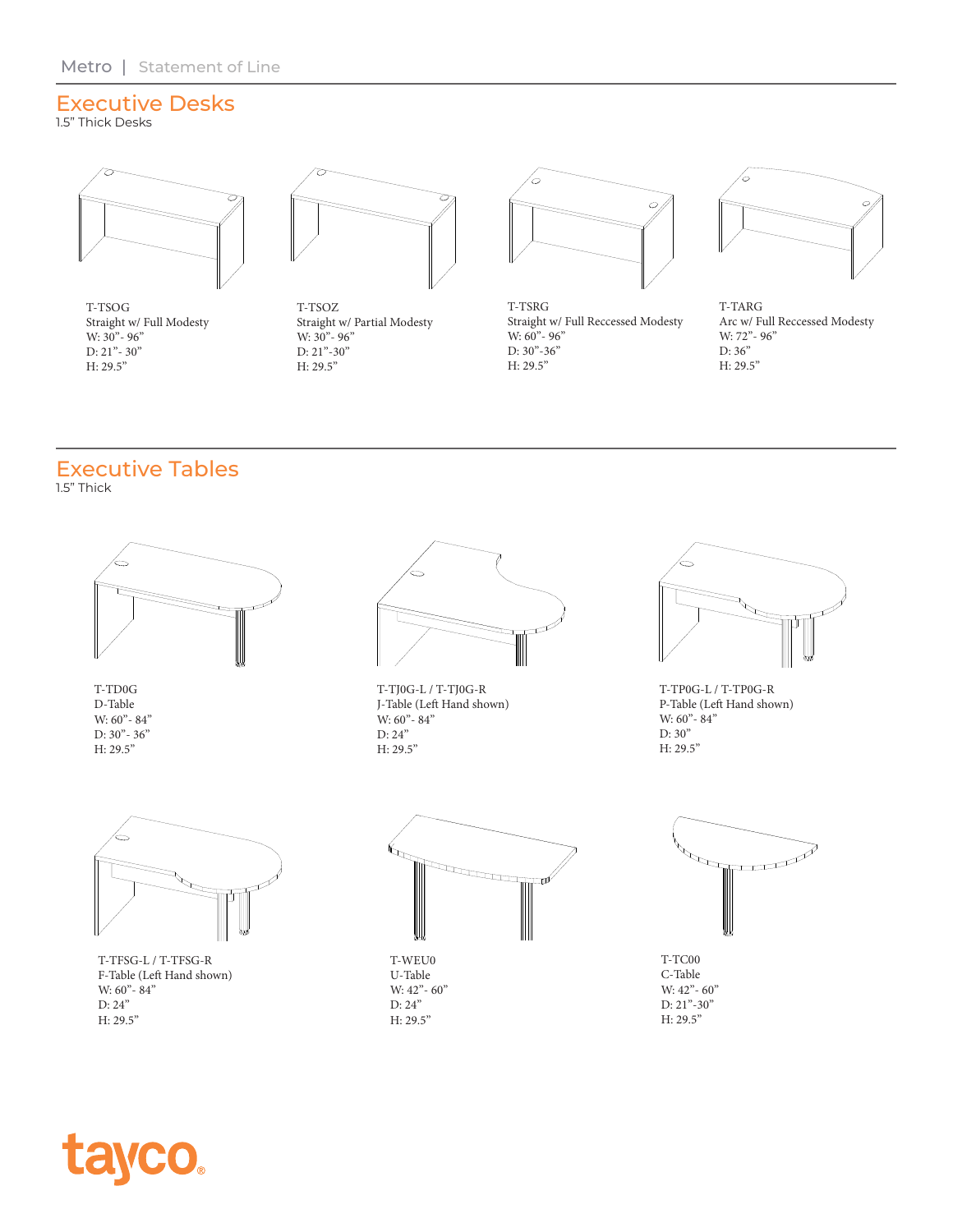## Executive Desks

1.5" Thick Desks

T-TSOG
Straight w/ Full Modesty
W: 30"- 96"
D: 21"- 30"
H: 29.5"

T-TSOZ
Straight w/ Partial Modesty
W: 30"- 96"
D: 21"-30"
H: 29.5"

T-TSRG
Straight w/ Full Reccessed Modesty
W: 60"- 96"
D: 30"-36"
H: 29.5"

T-TARG
Arc w/ Full Reccessed Modesty
W: 72"- 96"
D: 36"
H: 29.5"

## Executive Tables

1.5" Thick

T-TD0G
D-Table
W: 60"- 84"
D: 30"- 36"
H: 29.5"

T-TJ0G-L / T-TJ0G-R
J-Table (Left Hand shown)
W: 60"- 84"
D: 24"
H: 29.5"

T-TP0G-L / T-TP0G-R
P-Table (Left Hand shown)
W: 60"- 84"
D: 30"
H: 29.5"

T-TFSG-L / T-TFSG-R
F-Table (Left Hand shown)
W: 60"- 84"
D: 24"
H: 29.5"

T-WEU0
U-Table
W: 42"- 60"
D: 24"
H: 29.5"

T-TC00
C-Table
W: 42"- 60"
D: 21"-30"
H: 29.5"

tayco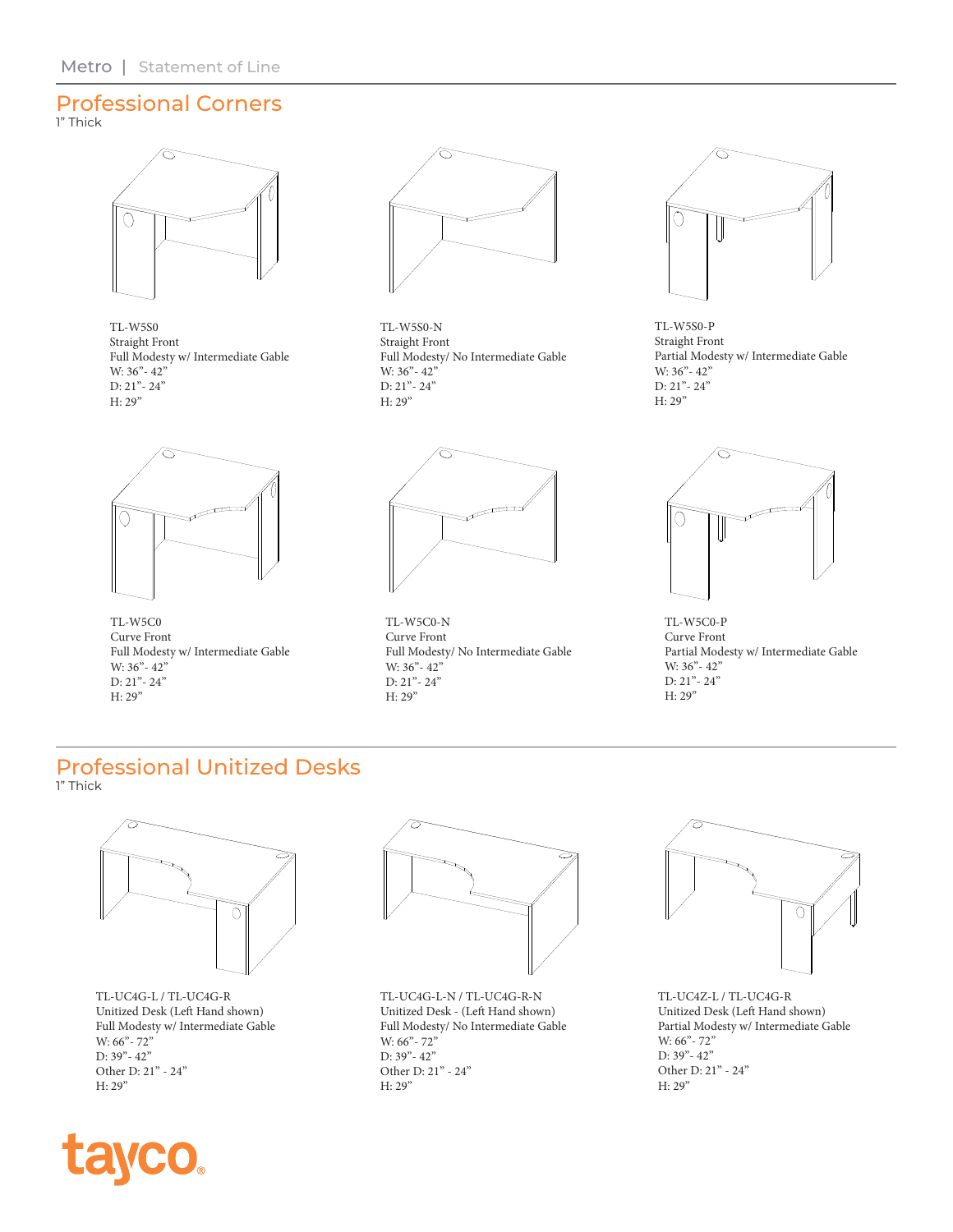## Professional Corners

1" Thick

TL-W5S0
Straight Front
Full Modesty w/ Intermediate Gable
W: 36"- 42"
D: 21"- 24"
H: 29"

TL-W5S0-N
Straight Front
Full Modesty/ No Intermediate Gable
W: 36"- 42"
D: 21"- 24"
H: 29"

TL-W5S0-P
Straight Front
Partial Modesty w/ Intermediate Gable
W: 36"- 42"
D: 21"- 24"
H: 29"

TL-W5C0
Curve Front
Full Modesty w/ Intermediate Gable
W: 36"- 42"
D: 21"- 24"
H: 29"

TL-W5C0-N
Curve Front
Full Modesty/ No Intermediate Gable
W: 36"- 42"
D: 21"- 24"
H: 29"

TL-W5C0-P
Curve Front
Partial Modesty w/ Intermediate Gable
W: 36"- 42"
D: 21"- 24"
H: 29"

## Professional Unitized Desks

1" Thick

TL-UC4G-L / TL-UC4G-R
Unitized Desk (Left Hand shown)
Full Modesty w/ Intermediate Gable
W: 66"- 72"
D: 39"- 42"
Other D: 21" - 24"
H: 29"

TL-UC4G-L-N / TL-UC4G-R-N
Unitized Desk - (Left Hand shown)
Full Modesty/ No Intermediate Gable
W: 66"- 72"
D: 39"- 42"
Other D: 21" - 24"
H: 29"

TL-UC4Z-L / TL-UC4G-R
Unitized Desk (Left Hand shown)
Partial Modesty w/ Intermediate Gable
W: 66"- 72"
D: 39"- 42"
Other D: 21" - 24"
H: 29"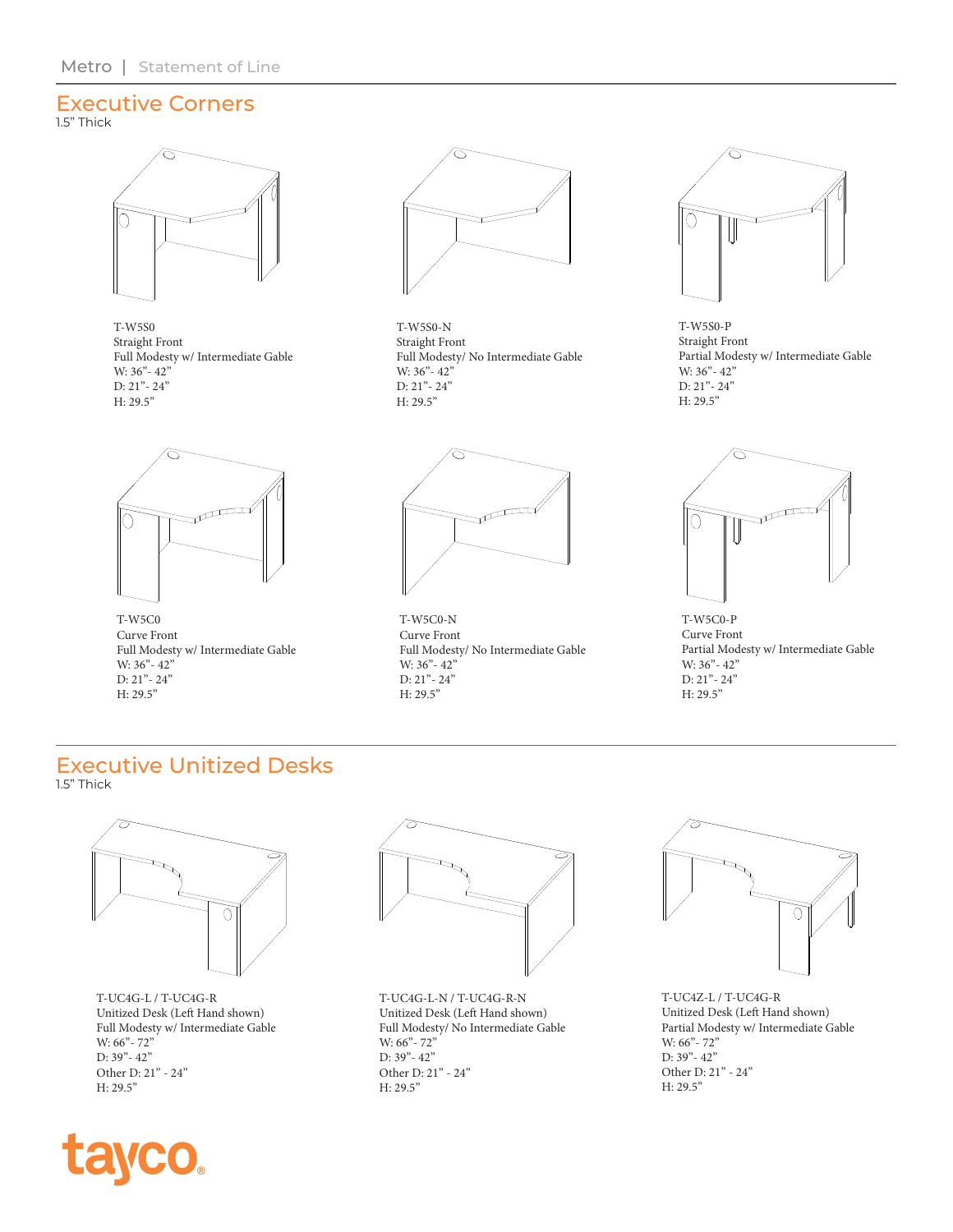## Executive Corners

1.5" Thick

T-W5S0
Straight Front
Full Modesty w/ Intermediate Gable
W: 36"- 42"
D: 21"- 24"
H: 29.5"

T-W5S0-N
Straight Front
Full Modesty/ No Intermediate Gable
W: 36"- 42"
D: 21"- 24"
H: 29.5"

T-W5S0-P
Straight Front
Partial Modesty w/ Intermediate Gable
W: 36"- 42"
D: 21"- 24"
H: 29.5"

T-W5C0
Curve Front
Full Modesty w/ Intermediate Gable
W: 36"- 42"
D: 21"- 24"
H: 29.5"

T-W5C0-N
Curve Front
Full Modesty/ No Intermediate Gable
W: 36"- 42"
D: 21"- 24"
H: 29.5"

T-W5C0-P
Curve Front
Partial Modesty w/ Intermediate Gable
W: 36"- 42"
D: 21"- 24"
H: 29.5"

## Executive Unitized Desks

1.5" Thick

T-UC4G-L / T-UC4G-R
Unitized Desk (Left Hand shown)
Full Modesty w/ Intermediate Gable
W: 66"- 72"
D: 39"- 42"
Other D: 21" - 24"
H: 29.5"

T-UC4G-L-N / T-UC4G-R-N
Unitized Desk (Left Hand shown)
Full Modesty/ No Intermediate Gable
W: 66"- 72"
D: 39"- 42"
Other D: 21" - 24"
H: 29.5"

T-UC4Z-L / T-UC4G-R
Unitized Desk (Left Hand shown)
Partial Modesty w/ Intermediate Gable
W: 66"- 72"
D: 39"- 42"
Other D: 21" - 24"
H: 29.5"

tayco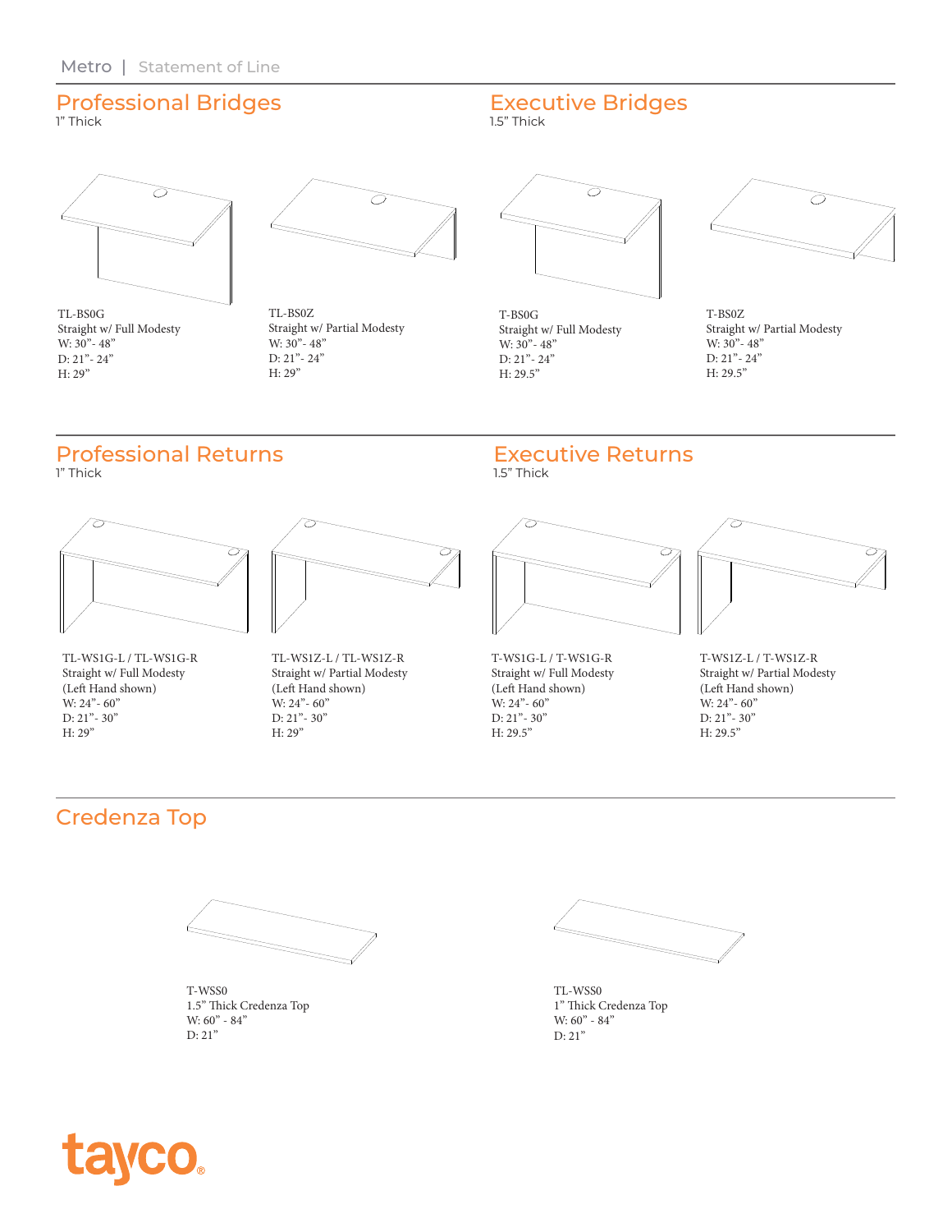## Professional Bridges

1" Thick

TL-BS0G
Straight w/ Full Modesty
W: 30"- 48"
D: 21"- 24"
H: 29"

TL-BS0Z
Straight w/ Partial Modesty
W: 30"- 48"
D: 21"- 24"
H: 29"

## Executive Bridges

1.5" Thick

T-BS0G
Straight w/ Full Modesty
W: 30"- 48"
D: 21"- 24"
H: 29.5"

T-BS0Z
Straight w/ Partial Modesty
W: 30"- 48"
D: 21"- 24"
H: 29.5"

## Professional Returns

1" Thick

TL-WS1G-L / TL-WS1G-R
Straight w/ Full Modesty
(Left Hand shown)
W: 24"- 60"
D: 21"- 30"
H: 29"

TL-WS1Z-L / TL-WS1Z-R
Straight w/ Partial Modesty
(Left Hand shown)
W: 24"- 60"
D: 21"- 30"
H: 29"

## Executive Returns

1.5" Thick

T-WS1G-L / T-WS1G-R
Straight w/ Full Modesty
(Left Hand shown)
W: 24"- 60"
D: 21"- 30"
H: 29.5"

T-WS1Z-L / T-WS1Z-R
Straight w/ Partial Modesty
(Left Hand shown)
W: 24"- 60"
D: 21"- 30"
H: 29.5"

## Credenza Top

T-WSS0
1.5" Thick Credenza Top
W: 60" - 84"
D: 21"

TL-WSS0
1" Thick Credenza Top
W: 60" - 84"
D: 21"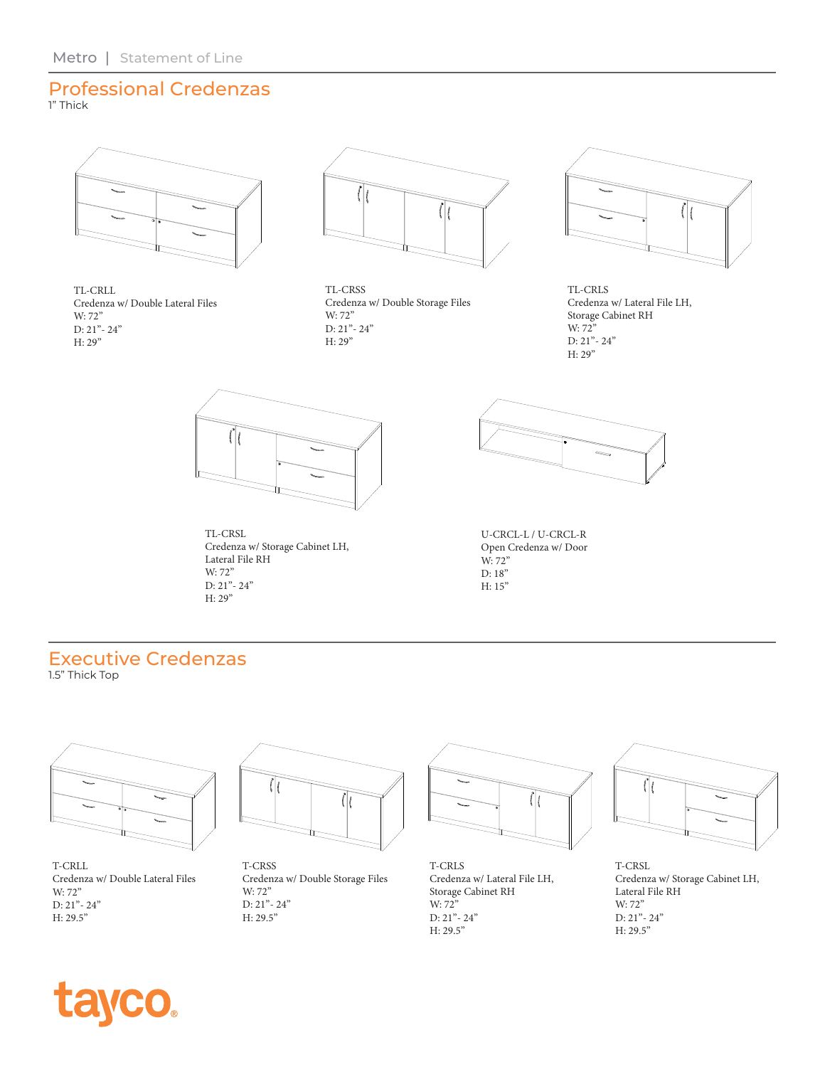## Professional Credenzas

1" Thick

TL-CRLL
Credenza w/ Double Lateral Files
W: 72"
D: 21"- 24"
H: 29"

TL-CRSS
Credenza w/ Double Storage Files
W: 72"
D: 21"- 24"
H: 29"

TL-CRLS
Credenza w/ Lateral File LH, Storage Cabinet RH
W: 72"
D: 21"- 24"
H: 29"

TL-CRSL
Credenza w/ Storage Cabinet LH, Lateral File RH
W: 72"
D: 21"- 24"
H: 29"

U-CRCL-L / U-CRCL-R
Open Credenza w/ Door
W: 72"
D: 18"
H: 15"

## Executive Credenzas

1.5" Thick Top

T-CRLL
Credenza w/ Double Lateral Files
W: 72"
D: 21"- 24"
H: 29.5"

T-CRSS
Credenza w/ Double Storage Files
W: 72"
D: 21"- 24"
H: 29.5"

T-CRLS
Credenza w/ Lateral File LH, Storage Cabinet RH
W: 72"
D: 21"- 24"
H: 29.5"

T-CRSL
Credenza w/ Storage Cabinet LH, Lateral File RH
W: 72"
D: 21"- 24"
H: 29.5"

tayco®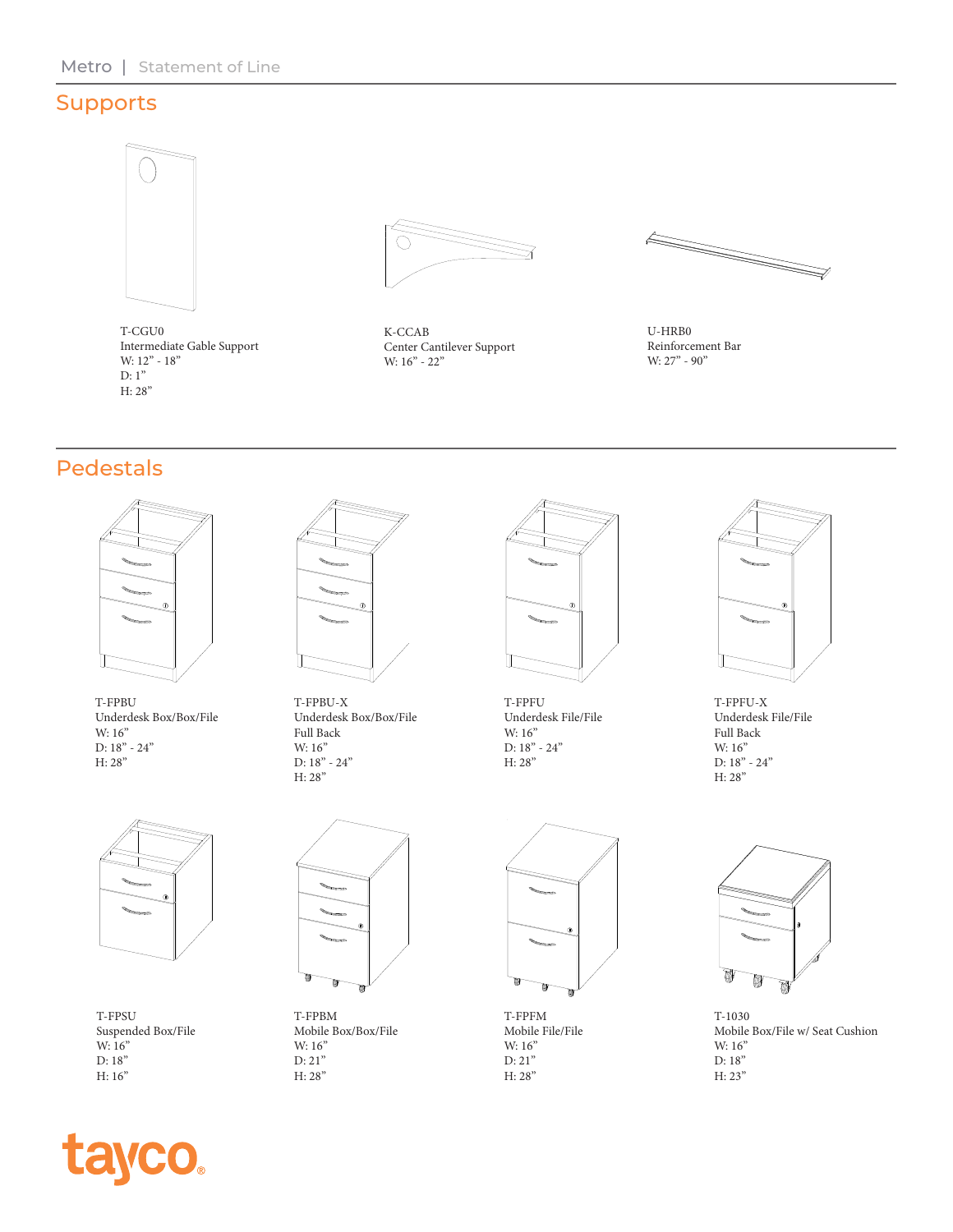## Supports

T-CGU0
Intermediate Gable Support
W: 12" - 18"
D: 1"
H: 28"

K-CCAB
Center Cantilever Support
W: 16" - 22"

U-HRB0
Reinforcement Bar
W: 27" - 90"

## Pedestals

T-FPBU
Underdesk Box/Box/File
W: 16"
D: 18" - 24"
H: 28"

T-FPBU-X
Underdesk Box/Box/File
Full Back
W: 16"
D: 18" - 24"
H: 28"

T-FPFU
Underdesk File/File
W: 16"
D: 18" - 24"
H: 28"

T-FPFU-X
Underdesk File/File
Full Back
W: 16"
D: 18" - 24"
H: 28"

T-FPSU
Suspended Box/File
W: 16"
D: 18"
H: 16"

T-FPBM
Mobile Box/Box/File
W: 16"
D: 21"
H: 28"

T-FPFM
Mobile File/File
W: 16"
D: 21"
H: 28"

T-1030
Mobile Box/File w/ Seat Cushion
W: 16"
D: 18"
H: 23"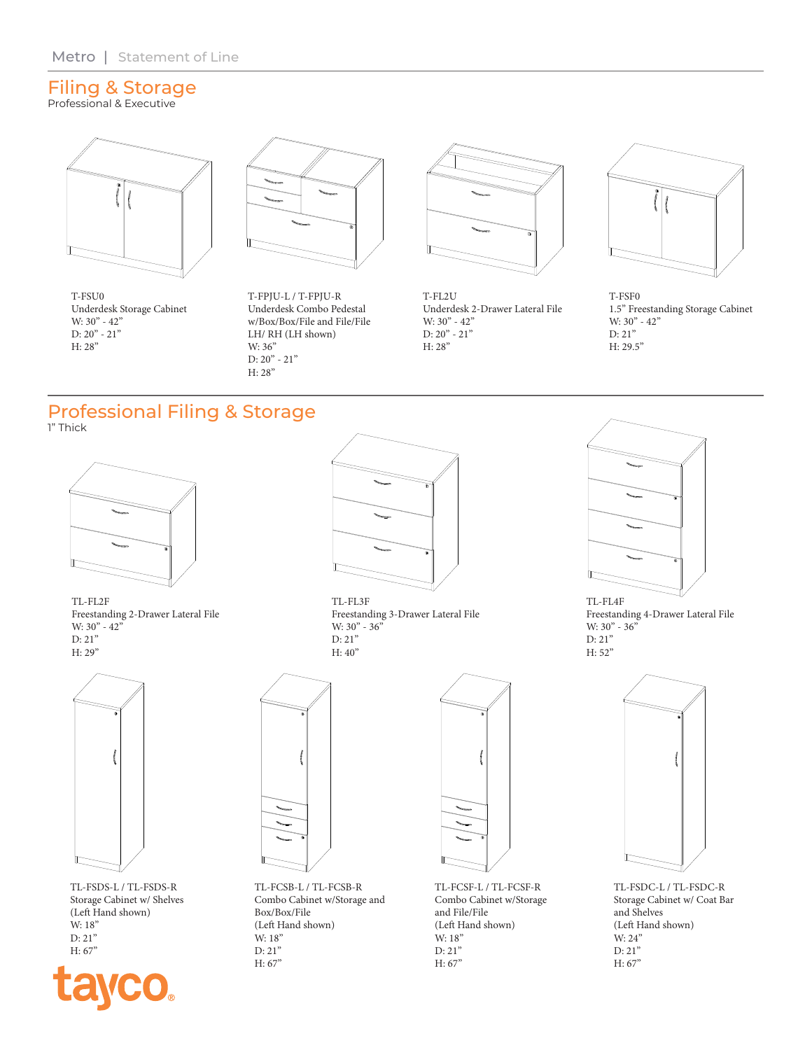# Filing & Storage

Professional & Executive

T-FSU0
Underdesk Storage Cabinet
W: 30" - 42"
D: 20" - 21"
H: 28"

T-FPJU-L / T-FPJU-R
Underdesk Combo Pedestal
w/Box/Box/File and File/File
LH/ RH (LH shown)
W: 36"
D: 20" - 21"
H: 28"

T-FL2U
Underdesk 2-Drawer Lateral File
W: 30" - 42"
D: 20" - 21"
H: 28"

T-FSF0
1.5" Freestanding Storage Cabinet
W: 30" - 42"
D: 21"
H: 29.5"

# Professional Filing & Storage

1" Thick

TL-FL2F
Freestanding 2-Drawer Lateral File
W: 30" - 42"
D: 21"
H: 29"

TL-FL3F
Freestanding 3-Drawer Lateral File
W: 30" - 36"
D: 21"
H: 40"

TL-FL4F
Freestanding 4-Drawer Lateral File
W: 30" - 36"
D: 21"
H: 52"

TL-FSDS-L / TL-FSDS-R
Storage Cabinet w/ Shelves
(Left Hand shown)
W: 18"
D: 21"
H: 67"

TL-FCSB-L / TL-FCSB-R
Combo Cabinet w/Storage and
Box/Box/File
(Left Hand shown)
W: 18"
D: 21"
H: 67"

TL-FCSF-L / TL-FCSF-R
Combo Cabinet w/Storage
and File/File
(Left Hand shown)
W: 18"
D: 21"
H: 67"

TL-FSDC-L / TL-FSDC-R
Storage Cabinet w/ Coat Bar
and Shelves
(Left Hand shown)
W: 24"
D: 21"
H: 67"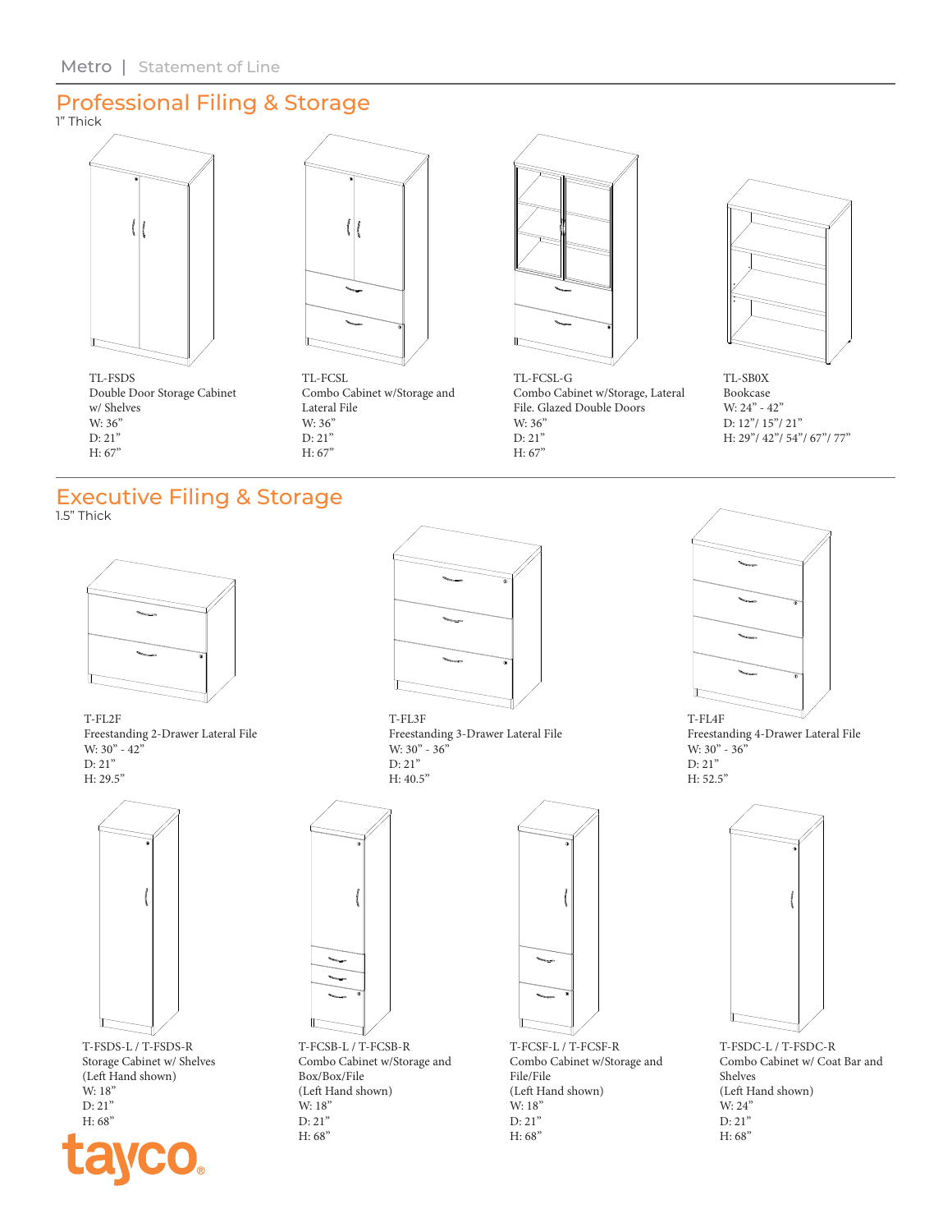## Professional Filing & Storage

1" Thick

TL-FSDS
Double Door Storage Cabinet w/ Shelves
W: 36"
D: 21"
H: 67"

TL-FCSL
Combo Cabinet w/Storage and Lateral File
W: 36"
D: 21"
H: 67"

TL-FCSL-G
Combo Cabinet w/Storage, Lateral File. Glazed Double Doors
W: 36"
D: 21"
H: 67"

TL-SB0X
Bookcase
W: 24" - 42"
D: 12"/ 15"/ 21"
H: 29"/ 42"/ 54"/ 67"/ 77"

## Executive Filing & Storage

1.5" Thick

T-FL2F
Freestanding 2-Drawer Lateral File
W: 30" - 42"
D: 21"
H: 29.5"

T-FL3F
Freestanding 3-Drawer Lateral File
W: 30" - 36"
D: 21"
H: 40.5"

T-FL4F
Freestanding 4-Drawer Lateral File
W: 30" - 36"
D: 21"
H: 52.5"

T-FSDS-L / T-FSDS-R
Storage Cabinet w/ Shelves
(Left Hand shown)
W: 18"
D: 21"
H: 68"

T-FCSB-L / T-FCSB-R
Combo Cabinet w/Storage and Box/Box/File
(Left Hand shown)
W: 18"
D: 21"
H: 68"

T-FCSF-L / T-FCSF-R
Combo Cabinet w/Storage and File/File
(Left Hand shown)
W: 18"
D: 21"
H: 68"

T-FSDC-L / T-FSDC-R
Combo Cabinet w/ Coat Bar and Shelves
(Left Hand shown)
W: 24"
D: 21"
H: 68"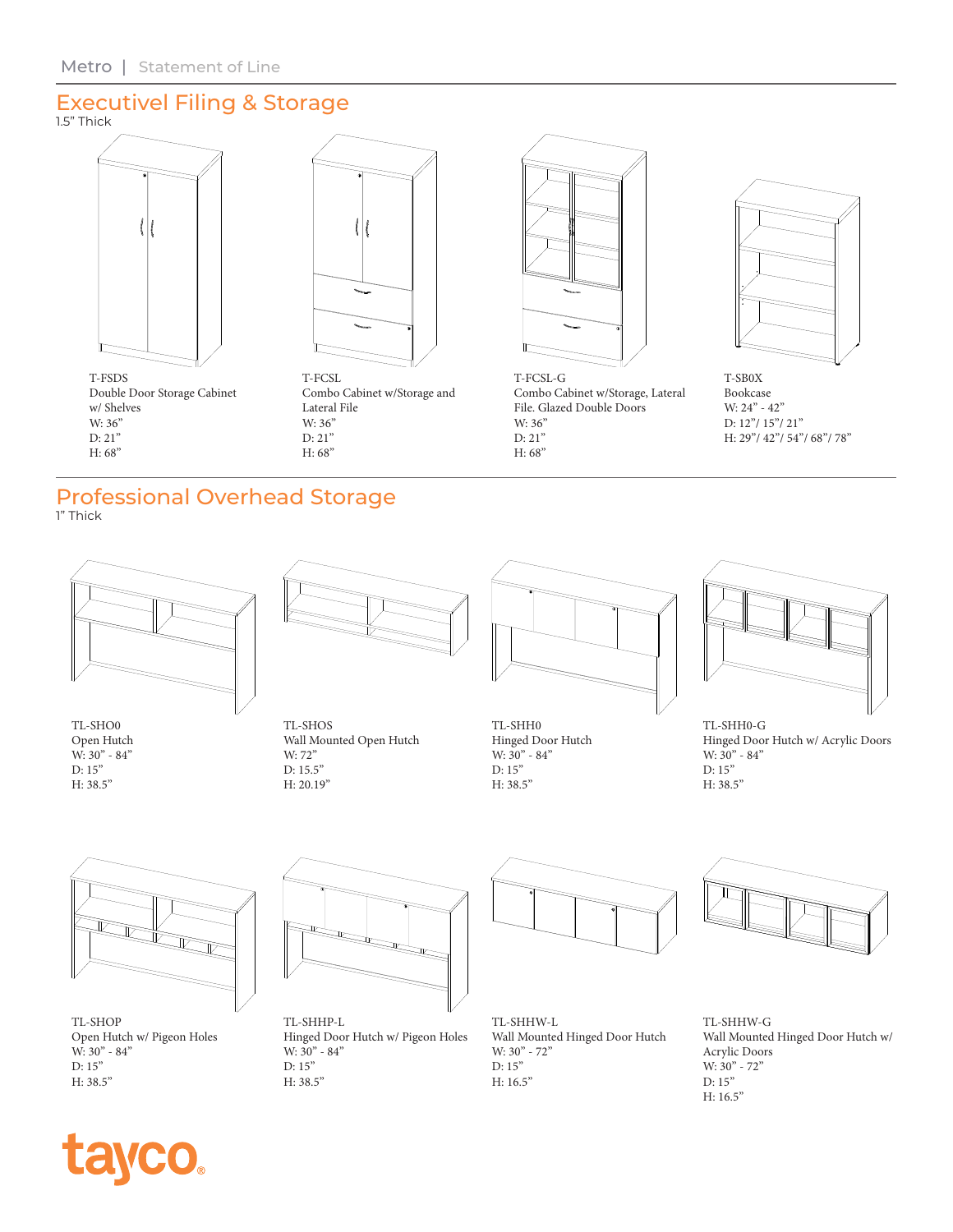## Executivel Filing & Storage

1.5" Thick

T-FSDS
Double Door Storage Cabinet w/ Shelves
W: 36"
D: 21"
H: 68"

T-FCSL
Combo Cabinet w/Storage and Lateral File
W: 36"
D: 21"
H: 68"

T-FCSL-G
Combo Cabinet w/Storage, Lateral File. Glazed Double Doors
W: 36"
D: 21"
H: 68"

T-SB0X
Bookcase
W: 24" - 42"
D: 12"/ 15"/ 21"
H: 29"/ 42"/ 54"/ 68"/ 78"

## Professional Overhead Storage

1" Thick

TL-SHO0
Open Hutch
W: 30" - 84"
D: 15"
H: 38.5"

TL-SHOS
Wall Mounted Open Hutch
W: 72"
D: 15.5"
H: 20.19"

TL-SHH0
Hinged Door Hutch
W: 30" - 84"
D: 15"
H: 38.5"

TL-SHH0-G
Hinged Door Hutch w/ Acrylic Doors
W: 30" - 84"
D: 15"
H: 38.5"

TL-SHOP
Open Hutch w/ Pigeon Holes
W: 30" - 84"
D: 15"
H: 38.5"

TL-SHHP-L
Hinged Door Hutch w/ Pigeon Holes
W: 30" - 84"
D: 15"
H: 38.5"

TL-SHHW-L
Wall Mounted Hinged Door Hutch
W: 30" - 72"
D: 15"
H: 16.5"

TL-SHHW-G
Wall Mounted Hinged Door Hutch w/ Acrylic Doors
W: 30" - 72"
D: 15"
H: 16.5"

tayco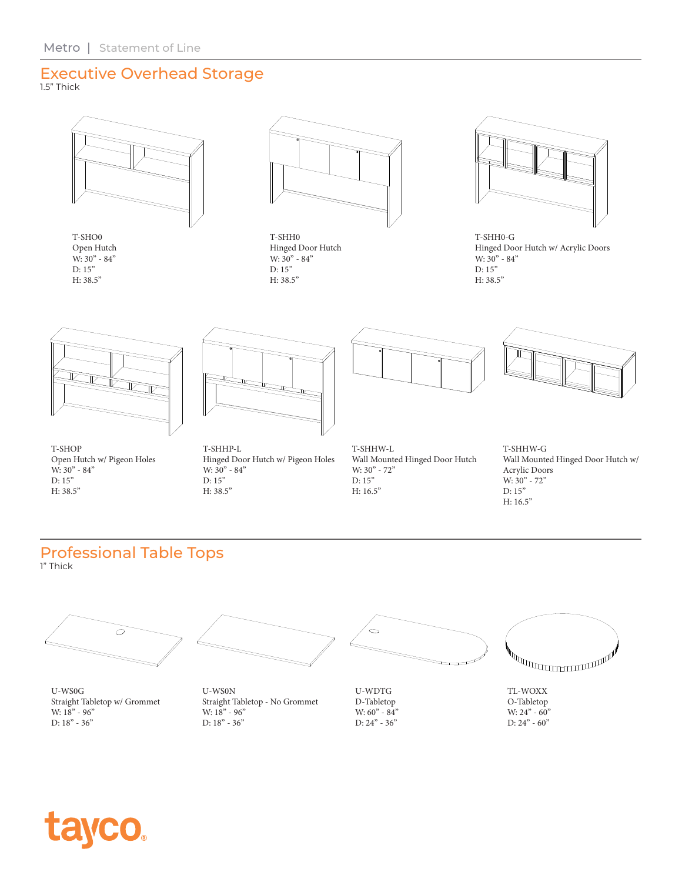## Executive Overhead Storage

1.5" Thick

T-SHO0
Open Hutch
W: 30" - 84"
D: 15"
H: 38.5"

T-SHH0
Hinged Door Hutch
W: 30" - 84"
D: 15"
H: 38.5"

T-SHH0-G
Hinged Door Hutch w/ Acrylic Doors
W: 30" - 84"
D: 15"
H: 38.5"

T-SHOP
Open Hutch w/ Pigeon Holes
W: 30" - 84"
D: 15"
H: 38.5"

T-SHHP-L
Hinged Door Hutch w/ Pigeon Holes
W: 30" - 84"
D: 15"
H: 38.5"

T-SHHW-L
Wall Mounted Hinged Door Hutch
W: 30" - 72"
D: 15"
H: 16.5"

T-SHHW-G
Wall Mounted Hinged Door Hutch w/ Acrylic Doors
W: 30" - 72"
D: 15"
H: 16.5"

## Professional Table Tops

1" Thick

U-WS0G
Straight Tabletop w/ Grommet
W: 18" - 96"
D: 18" - 36"

U-WS0N
Straight Tabletop - No Grommet
W: 18" - 96"
D: 18" - 36"

U-WDTG
D-Tabletop
W: 60" - 84"
D: 24" - 36"

TL-WOXX
O-Tabletop
W: 24" - 60"
D: 24" - 60"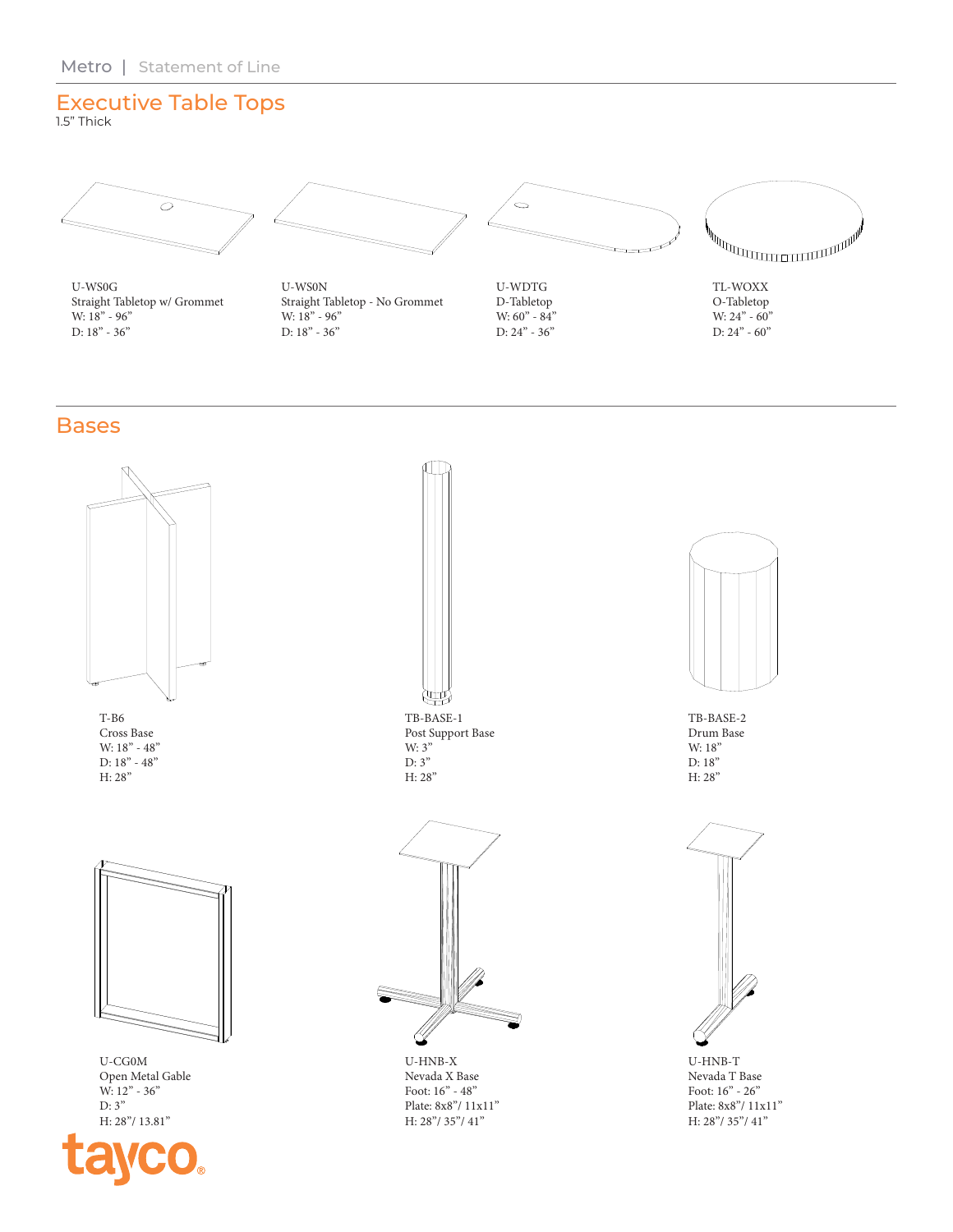## Executive Table Tops

1.5" Thick

U-WS0G
Straight Tabletop w/ Grommet
W: 18" - 96"
D: 18" - 36"

U-WS0N
Straight Tabletop - No Grommet
W: 18" - 96"
D: 18" - 36"

U-WDTG
D-Tabletop
W: 60" - 84"
D: 24" - 36"

TL-WOXX
O-Tabletop
W: 24" - 60"
D: 24" - 60"

## Bases

T-B6
Cross Base
W: 18" - 48"
D: 18" - 48"
H: 28"

TB-BASE-1
Post Support Base
W: 3"
D: 3"
H: 28"

TB-BASE-2
Drum Base
W: 18"
D: 18"
H: 28"

U-CG0M
Open Metal Gable
W: 12" - 36"
D: 3"
H: 28"/ 13.81"

U-HNB-X
Nevada X Base
Foot: 16" - 48"
Plate: 8x8"/ 11x11"
H: 28"/ 35"/ 41"

U-HNB-T
Nevada T Base
Foot: 16" - 26"
Plate: 8x8"/ 11x11"
H: 28"/ 35"/ 41"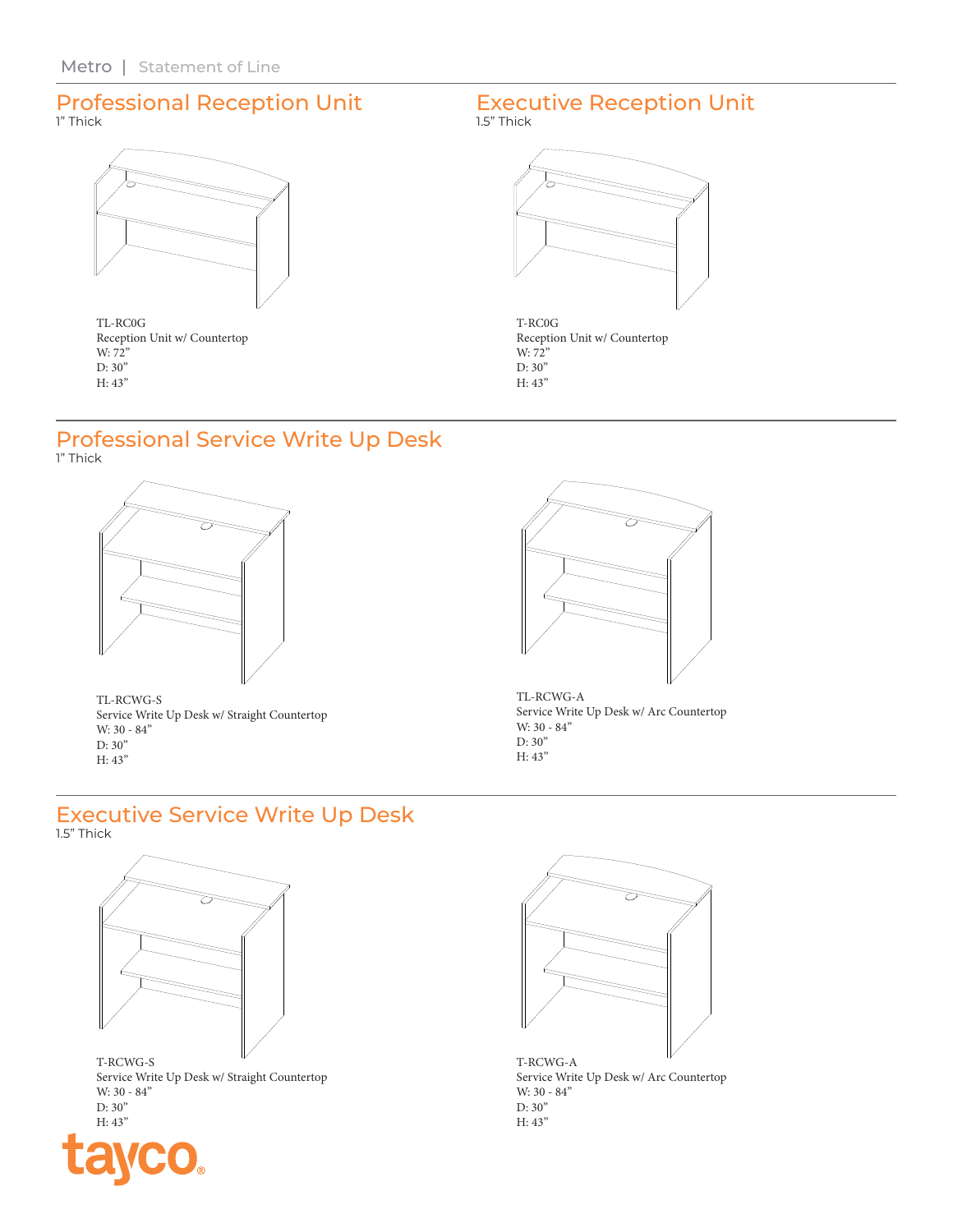## Professional Reception Unit

1" Thick

TL-RC0G
Reception Unit w/ Countertop
W: 72"
D: 30"
H: 43"

## Executive Reception Unit

1.5" Thick

T-RC0G
Reception Unit w/ Countertop
W: 72"
D: 30"
H: 43"

## Professional Service Write Up Desk

1" Thick

TL-RCWG-S
Service Write Up Desk w/ Straight Countertop
W: 30 - 84"
D: 30"
H: 43"

TL-RCWG-A
Service Write Up Desk w/ Arc Countertop
W: 30 - 84"
D: 30"
H: 43"

## Executive Service Write Up Desk

1.5" Thick

T-RCWG-S
Service Write Up Desk w/ Straight Countertop
W: 30 - 84"
D: 30"
H: 43"

T-RCWG-A
Service Write Up Desk w/ Arc Countertop
W: 30 - 84"
D: 30"
H: 43"

tayco®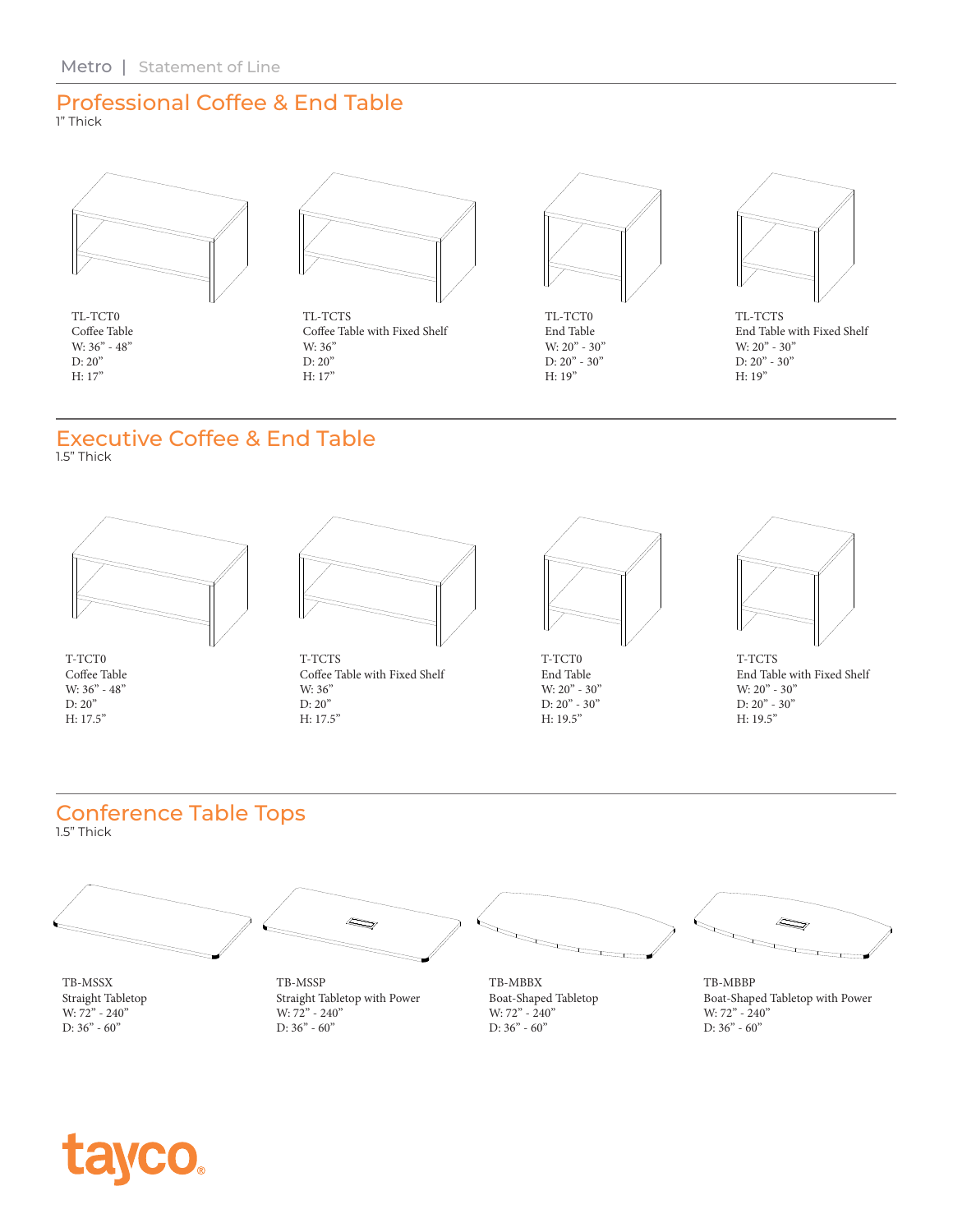## Professional Coffee & End Table

1" Thick

TL-TCT0
Coffee Table
W: 36" - 48"
D: 20"
H: 17"

TL-TCTS
Coffee Table with Fixed Shelf
W: 36"
D: 20"
H: 17"

TL-TCT0
End Table
W: 20" - 30"
D: 20" - 30"
H: 19"

TL-TCTS
End Table with Fixed Shelf
W: 20" - 30"
D: 20" - 30"
H: 19"

## Executive Coffee & End Table

1.5" Thick

T-TCT0
Coffee Table
W: 36" - 48"
D: 20"
H: 17.5"

T-TCTS
Coffee Table with Fixed Shelf
W: 36"
D: 20"
H: 17.5"

T-TCT0
End Table
W: 20" - 30"
D: 20" - 30"
H: 19.5"

T-TCTS
End Table with Fixed Shelf
W: 20" - 30"
D: 20" - 30"
H: 19.5"

## Conference Table Tops

1.5" Thick

TB-MSSX
Straight Tabletop
W: 72" - 240"
D: 36" - 60"

TB-MSSP
Straight Tabletop with Power
W: 72" - 240"
D: 36" - 60"

TB-MBBX
Boat-Shaped Tabletop
W: 72" - 240"
D: 36" - 60"

TB-MBBP
Boat-Shaped Tabletop with Power
W: 72" - 240"
D: 36" - 60"

tayco®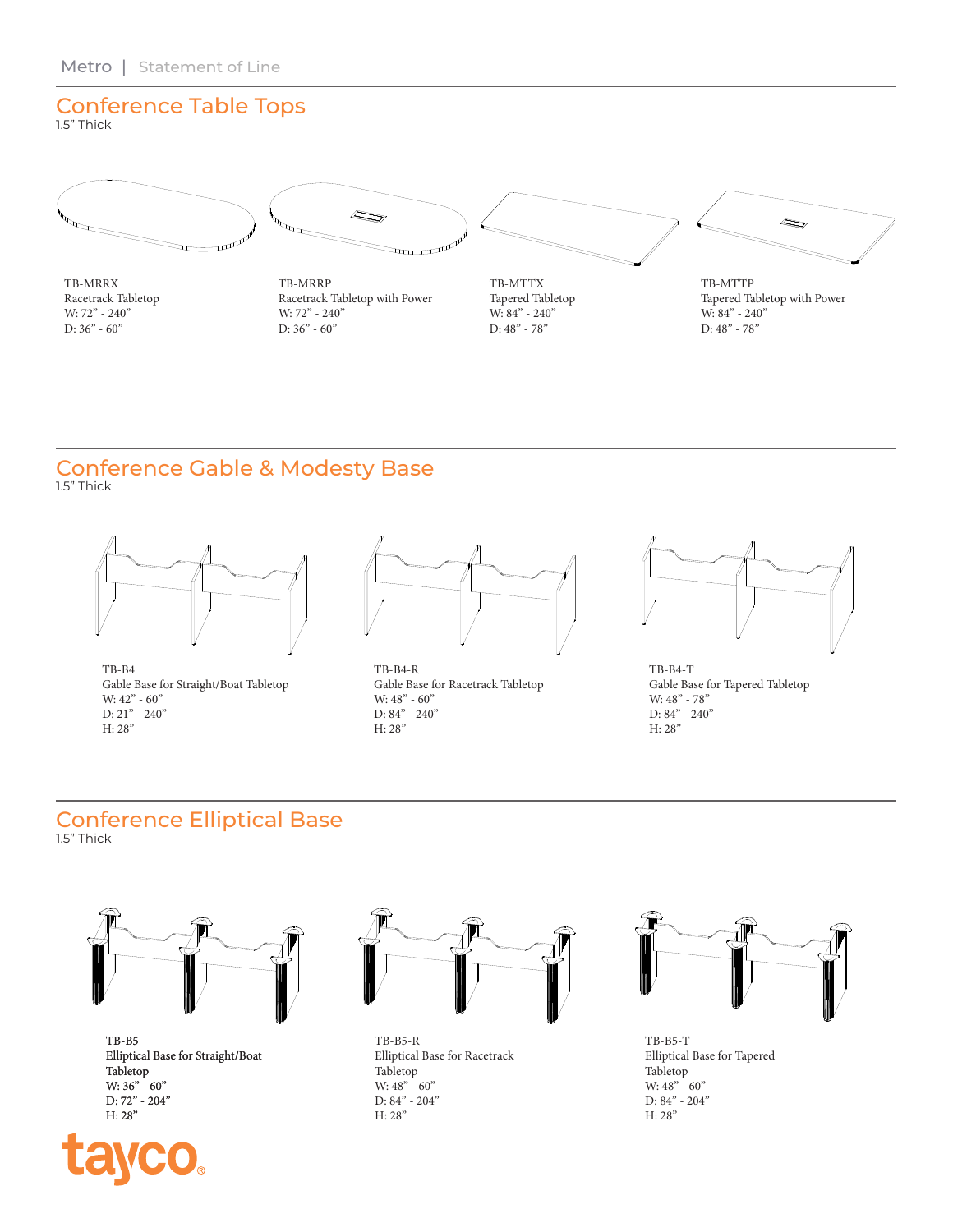## Conference Table Tops

1.5" Thick

TB-MRRX
Racetrack Tabletop
W: 72" - 240"
D: 36" - 60"

TB-MRRP
Racetrack Tabletop with Power
W: 72" - 240"
D: 36" - 60"

TB-MTTX
Tapered Tabletop
W: 84" - 240"
D: 48" - 78"

TB-MTTP
Tapered Tabletop with Power
W: 84" - 240"
D: 48" - 78"

## Conference Gable & Modesty Base

1.5" Thick

TB-B4
Gable Base for Straight/Boat Tabletop
W: 42" - 60"
D: 21" - 240"
H: 28"

TB-B4-R
Gable Base for Racetrack Tabletop
W: 48" - 60"
D: 84" - 240"
H: 28"

TB-B4-T
Gable Base for Tapered Tabletop
W: 48" - 78"
D: 84" - 240"
H: 28"

## Conference Elliptical Base

1.5" Thick

TB-B5
Elliptical Base for Straight/Boat Tabletop
W: 36" - 60"
D: 72" - 204"
H: 28"

TB-B5-R
Elliptical Base for Racetrack Tabletop
W: 48" - 60"
D: 84" - 204"
H: 28"

TB-B5-T
Elliptical Base for Tapered Tabletop
W: 48" - 60"
D: 84" - 204"
H: 28"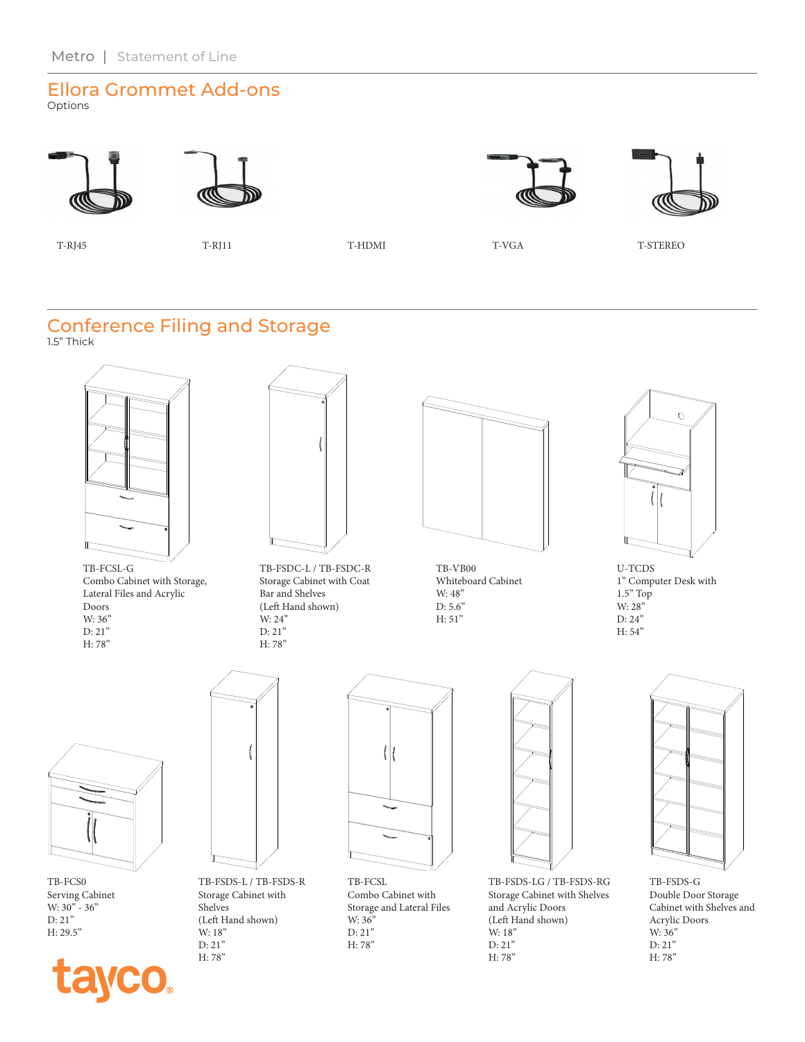## Ellora Grommet Add-ons

Options

T-RJ45

T-RJ11

T-HDMI

T-VGA

T-STEREO

## Conference Filing and Storage

1.5" Thick

TB-FCSL-G
Combo Cabinet with Storage, Lateral Files and Acrylic Doors
W: 36"
D: 21"
H: 78"

TB-FSDC-L / TB-FSDC-R
Storage Cabinet with Coat Bar and Shelves
(Left Hand shown)
W: 24"
D: 21"
H: 78"

TB-VB00
Whiteboard Cabinet
W: 48"
D: 5.6"
H: 51"

U-TCDS
1" Computer Desk with 1.5" Top
W: 28"
D: 24"
H: 54"

TB-FCS0
Serving Cabinet
W: 30" - 36"
D: 21"
H: 29.5"

TB-FSDS-L / TB-FSDS-R
Storage Cabinet with Shelves
(Left Hand shown)
W: 18"
D: 21"
H: 78"

TB-FCSL
Combo Cabinet with Storage and Lateral Files
W: 36"
D: 21"
H: 78"

TB-FSDS-LG / TB-FSDS-RG
Storage Cabinet with Shelves and Acrylic Doors
(Left Hand shown)
W: 18"
D: 21"
H: 78"

TB-FSDS-G
Double Door Storage Cabinet with Shelves and Acrylic Doors
W: 36"
D: 21"
H: 78"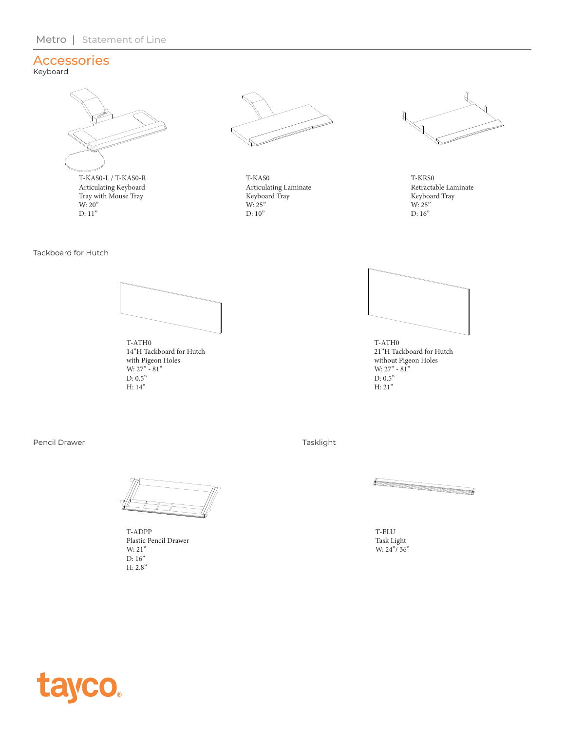# Accessories

## Keyboard

T-KAS0-L / T-KAS0-R
Articulating Keyboard Tray with Mouse Tray
W: 20"
D: 11"

T-KAS0
Articulating Laminate Keyboard Tray
W: 25"
D: 10"

T-KRS0
Retractable Laminate Keyboard Tray
W: 25"
D: 16"

## Tackboard for Hutch

T-ATH0
14"H Tackboard for Hutch with Pigeon Holes
W: 27" - 81"
D: 0.5"
H: 14"

T-ATH0
21"H Tackboard for Hutch without Pigeon Holes
W: 27" - 81"
D: 0.5"
H: 21"

## Pencil Drawer

T-ADPP
Plastic Pencil Drawer
W: 21"
D: 16"
H: 2.8"

## Tasklight

T-ELU
Task Light
W: 24"/ 36"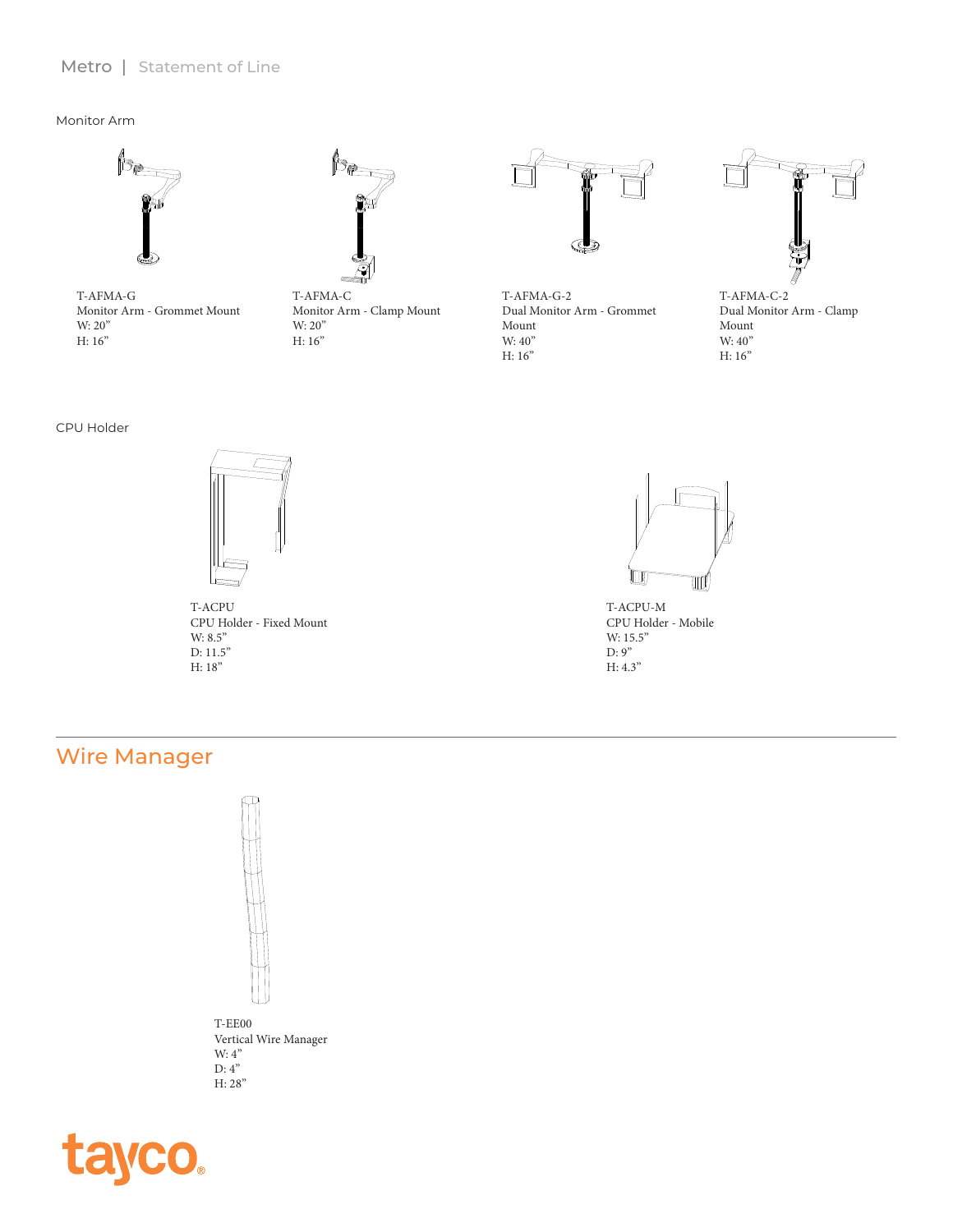Monitor Arm

T-AFMA-G
Monitor Arm - Grommet Mount
W: 20"
H: 16"

T-AFMA-C
Monitor Arm - Clamp Mount
W: 20"
H: 16"

T-AFMA-G-2
Dual Monitor Arm - Grommet Mount
W: 40"
H: 16"

T-AFMA-C-2
Dual Monitor Arm - Clamp Mount
W: 40"
H: 16"

CPU Holder

T-ACPU
CPU Holder - Fixed Mount
W: 8.5"
D: 11.5"
H: 18"

T-ACPU-M
CPU Holder - Mobile
W: 15.5"
D: 9"
H: 4.3"

## Wire Manager

T-EE00
Vertical Wire Manager
W: 4"
D: 4"
H: 28"

tayco®